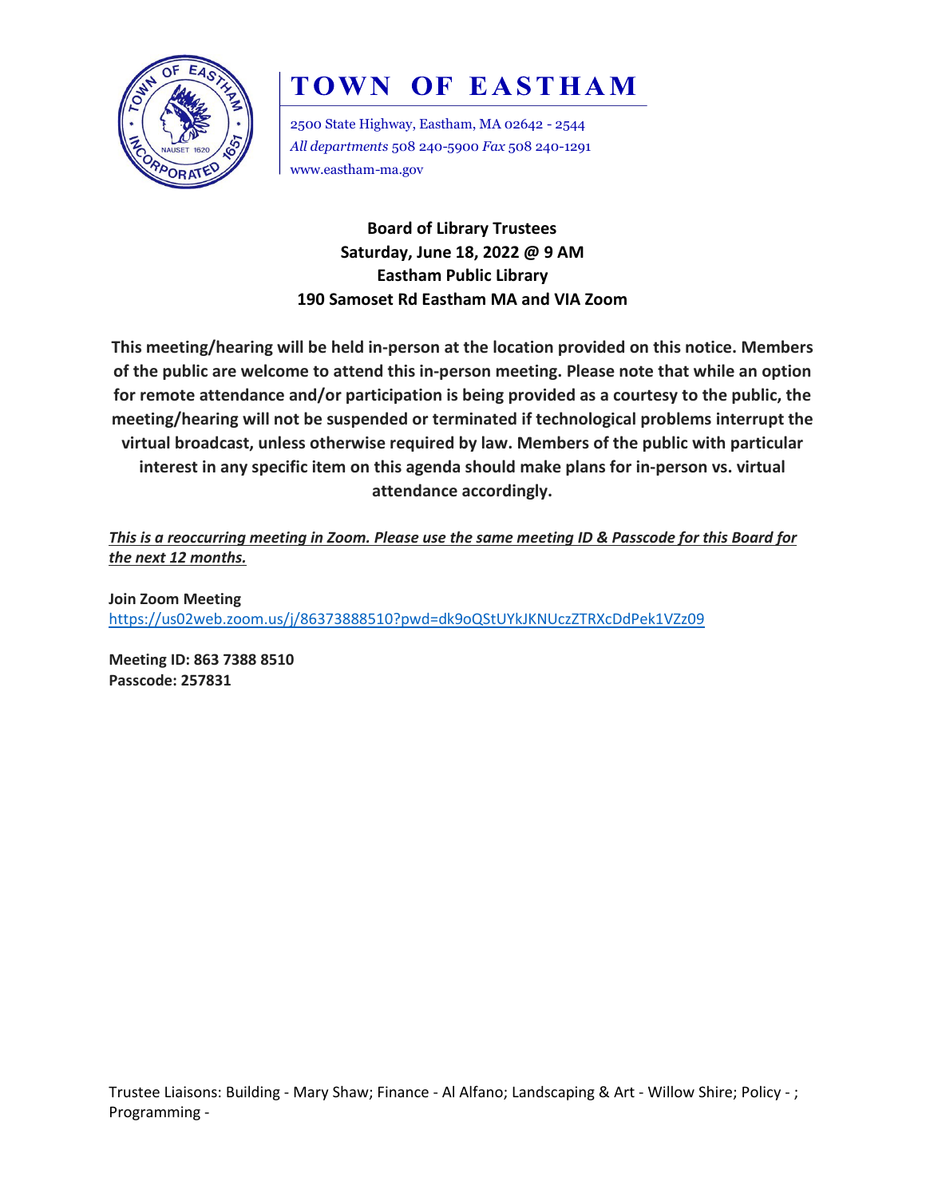# TOWN OF EASTHAM

2500 State Highway, Eastham, MA 02642 - 2544
*All departments* 508 240-5900 *Fax* 508 240-1291
www.eastham-ma.gov

**Board of Library Trustees**
**Saturday, June 18, 2022 @ 9 AM**
**Eastham Public Library**
**190 Samoset Rd Eastham MA and VIA Zoom**

**This meeting/hearing will be held in-person at the location provided on this notice. Members of the public are welcome to attend this in-person meeting. Please note that while an option for remote attendance and/or participation is being provided as a courtesy to the public, the meeting/hearing will not be suspended or terminated if technological problems interrupt the virtual broadcast, unless otherwise required by law. Members of the public with particular interest in any specific item on this agenda should make plans for in-person vs. virtual attendance accordingly.**

***This is a reoccurring meeting in Zoom. Please use the same meeting ID & Passcode for this Board for the next 12 months.***

**Join Zoom Meeting**
https://us02web.zoom.us/j/86373888510?pwd=dk9oQStUYkJKNUczZTRXcDdPek1VZz09

**Meeting ID: 863 7388 8510**
**Passcode: 257831**

Trustee Liaisons: Building - Mary Shaw; Finance - Al Alfano; Landscaping & Art - Willow Shire; Policy - ; Programming -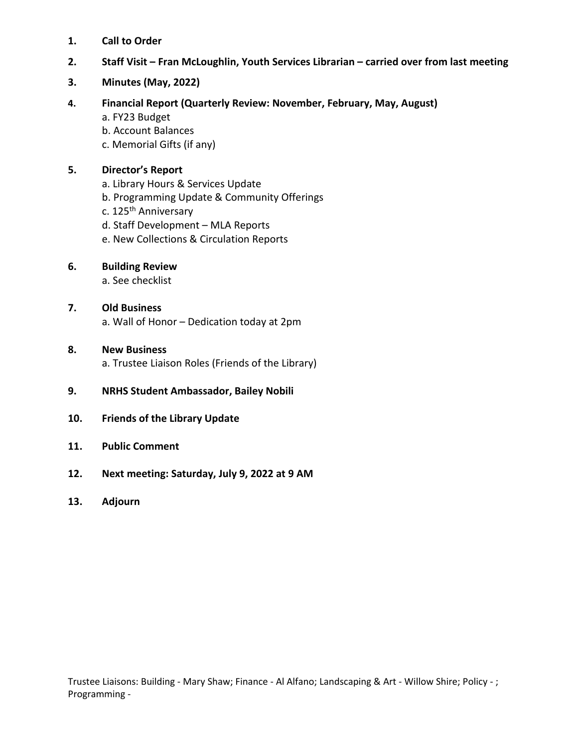1. **Call to Order**

2. **Staff Visit – Fran McLoughlin, Youth Services Librarian – carried over from last meeting**

3. **Minutes (May, 2022)**

4. **Financial Report (Quarterly Review: November, February, May, August)**
   a. FY23 Budget
   b. Account Balances
   c. Memorial Gifts (if any)

5. **Director's Report**
   a. Library Hours & Services Update
   b. Programming Update & Community Offerings
   c. 125th Anniversary
   d. Staff Development – MLA Reports
   e. New Collections & Circulation Reports

6. **Building Review**
   a. See checklist

7. **Old Business**
   a. Wall of Honor – Dedication today at 2pm

8. **New Business**
   a. Trustee Liaison Roles (Friends of the Library)

9. **NRHS Student Ambassador, Bailey Nobili**

10. **Friends of the Library Update**

11. **Public Comment**

12. **Next meeting: Saturday, July 9, 2022 at 9 AM**

13. **Adjourn**

Trustee Liaisons: Building - Mary Shaw; Finance - Al Alfano; Landscaping & Art - Willow Shire; Policy - ; Programming -